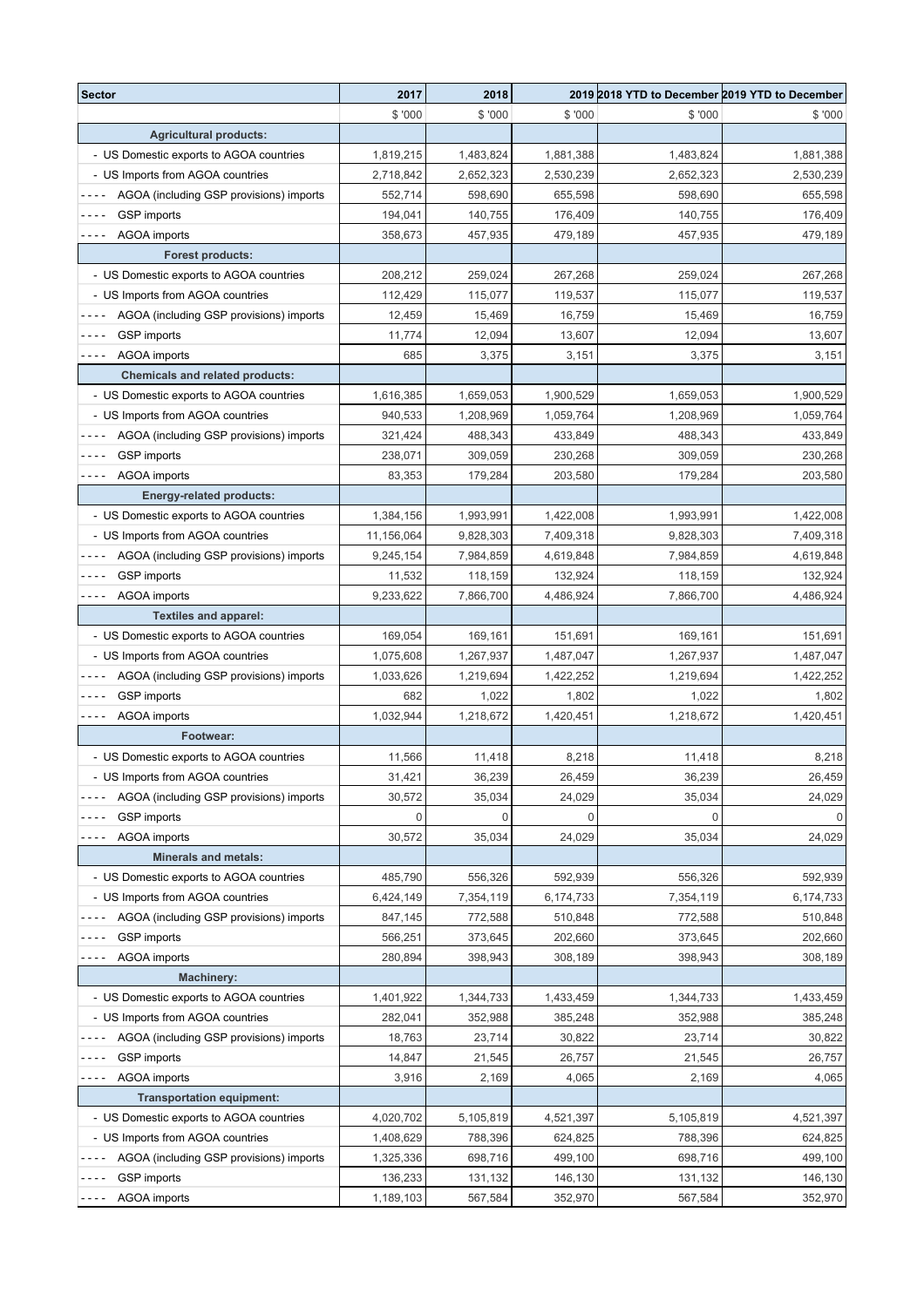| Sector | 2017 | 2018 | 2019 | 2018 YTD to December | 2019 YTD to December |
|---|---|---|---|---|---|
| | $ '000 | $ '000 | $ '000 | $ '000 | $ '000 |
| **Agricultural products:** | | | | | |
| - US Domestic exports to AGOA countries | 1,819,215 | 1,483,824 | 1,881,388 | 1,483,824 | 1,881,388 |
| - US Imports from AGOA countries | 2,718,842 | 2,652,323 | 2,530,239 | 2,652,323 | 2,530,239 |
| ---- AGOA (including GSP provisions) imports | 552,714 | 598,690 | 655,598 | 598,690 | 655,598 |
| ---- GSP imports | 194,041 | 140,755 | 176,409 | 140,755 | 176,409 |
| ---- AGOA imports | 358,673 | 457,935 | 479,189 | 457,935 | 479,189 |
| **Forest products:** | | | | | |
| - US Domestic exports to AGOA countries | 208,212 | 259,024 | 267,268 | 259,024 | 267,268 |
| - US Imports from AGOA countries | 112,429 | 115,077 | 119,537 | 115,077 | 119,537 |
| ---- AGOA (including GSP provisions) imports | 12,459 | 15,469 | 16,759 | 15,469 | 16,759 |
| ---- GSP imports | 11,774 | 12,094 | 13,607 | 12,094 | 13,607 |
| ---- AGOA imports | 685 | 3,375 | 3,151 | 3,375 | 3,151 |
| **Chemicals and related products:** | | | | | |
| - US Domestic exports to AGOA countries | 1,616,385 | 1,659,053 | 1,900,529 | 1,659,053 | 1,900,529 |
| - US Imports from AGOA countries | 940,533 | 1,208,969 | 1,059,764 | 1,208,969 | 1,059,764 |
| ---- AGOA (including GSP provisions) imports | 321,424 | 488,343 | 433,849 | 488,343 | 433,849 |
| ---- GSP imports | 238,071 | 309,059 | 230,268 | 309,059 | 230,268 |
| ---- AGOA imports | 83,353 | 179,284 | 203,580 | 179,284 | 203,580 |
| **Energy-related products:** | | | | | |
| - US Domestic exports to AGOA countries | 1,384,156 | 1,993,991 | 1,422,008 | 1,993,991 | 1,422,008 |
| - US Imports from AGOA countries | 11,156,064 | 9,828,303 | 7,409,318 | 9,828,303 | 7,409,318 |
| ---- AGOA (including GSP provisions) imports | 9,245,154 | 7,984,859 | 4,619,848 | 7,984,859 | 4,619,848 |
| ---- GSP imports | 11,532 | 118,159 | 132,924 | 118,159 | 132,924 |
| ---- AGOA imports | 9,233,622 | 7,866,700 | 4,486,924 | 7,866,700 | 4,486,924 |
| **Textiles and apparel:** | | | | | |
| - US Domestic exports to AGOA countries | 169,054 | 169,161 | 151,691 | 169,161 | 151,691 |
| - US Imports from AGOA countries | 1,075,608 | 1,267,937 | 1,487,047 | 1,267,937 | 1,487,047 |
| ---- AGOA (including GSP provisions) imports | 1,033,626 | 1,219,694 | 1,422,252 | 1,219,694 | 1,422,252 |
| ---- GSP imports | 682 | 1,022 | 1,802 | 1,022 | 1,802 |
| ---- AGOA imports | 1,032,944 | 1,218,672 | 1,420,451 | 1,218,672 | 1,420,451 |
| **Footwear:** | | | | | |
| - US Domestic exports to AGOA countries | 11,566 | 11,418 | 8,218 | 11,418 | 8,218 |
| - US Imports from AGOA countries | 31,421 | 36,239 | 26,459 | 36,239 | 26,459 |
| ---- AGOA (including GSP provisions) imports | 30,572 | 35,034 | 24,029 | 35,034 | 24,029 |
| ---- GSP imports | 0 | 0 | 0 | 0 | 0 |
| ---- AGOA imports | 30,572 | 35,034 | 24,029 | 35,034 | 24,029 |
| **Minerals and metals:** | | | | | |
| - US Domestic exports to AGOA countries | 485,790 | 556,326 | 592,939 | 556,326 | 592,939 |
| - US Imports from AGOA countries | 6,424,149 | 7,354,119 | 6,174,733 | 7,354,119 | 6,174,733 |
| ---- AGOA (including GSP provisions) imports | 847,145 | 772,588 | 510,848 | 772,588 | 510,848 |
| ---- GSP imports | 566,251 | 373,645 | 202,660 | 373,645 | 202,660 |
| ---- AGOA imports | 280,894 | 398,943 | 308,189 | 398,943 | 308,189 |
| **Machinery:** | | | | | |
| - US Domestic exports to AGOA countries | 1,401,922 | 1,344,733 | 1,433,459 | 1,344,733 | 1,433,459 |
| - US Imports from AGOA countries | 282,041 | 352,988 | 385,248 | 352,988 | 385,248 |
| ---- AGOA (including GSP provisions) imports | 18,763 | 23,714 | 30,822 | 23,714 | 30,822 |
| ---- GSP imports | 14,847 | 21,545 | 26,757 | 21,545 | 26,757 |
| ---- AGOA imports | 3,916 | 2,169 | 4,065 | 2,169 | 4,065 |
| **Transportation equipment:** | | | | | |
| - US Domestic exports to AGOA countries | 4,020,702 | 5,105,819 | 4,521,397 | 5,105,819 | 4,521,397 |
| - US Imports from AGOA countries | 1,408,629 | 788,396 | 624,825 | 788,396 | 624,825 |
| ---- AGOA (including GSP provisions) imports | 1,325,336 | 698,716 | 499,100 | 698,716 | 499,100 |
| ---- GSP imports | 136,233 | 131,132 | 146,130 | 131,132 | 146,130 |
| ---- AGOA imports | 1,189,103 | 567,584 | 352,970 | 567,584 | 352,970 |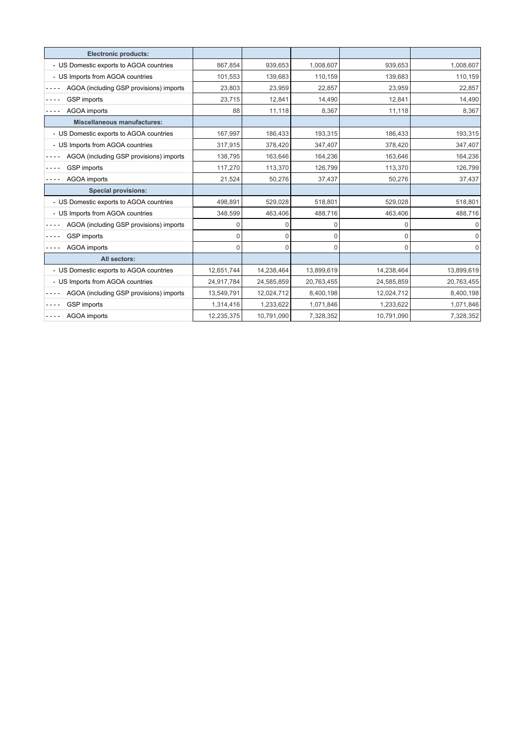| | | | | | |
|---|---|---|---|---|---|
| **Electronic products:** | | | | | |
| - US Domestic exports to AGOA countries | 867,854 | 939,653 | 1,008,607 | 939,653 | 1,008,607 |
| - US Imports from AGOA countries | 101,553 | 139,683 | 110,159 | 139,683 | 110,159 |
| ---- AGOA (including GSP provisions) imports | 23,803 | 23,959 | 22,857 | 23,959 | 22,857 |
| ---- GSP imports | 23,715 | 12,841 | 14,490 | 12,841 | 14,490 |
| ---- AGOA imports | 88 | 11,118 | 8,367 | 11,118 | 8,367 |
| **Miscellaneous manufactures:** | | | | | |
| - US Domestic exports to AGOA countries | 167,997 | 186,433 | 193,315 | 186,433 | 193,315 |
| - US Imports from AGOA countries | 317,915 | 378,420 | 347,407 | 378,420 | 347,407 |
| ---- AGOA (including GSP provisions) imports | 138,795 | 163,646 | 164,236 | 163,646 | 164,236 |
| ---- GSP imports | 117,270 | 113,370 | 126,799 | 113,370 | 126,799 |
| ---- AGOA imports | 21,524 | 50,276 | 37,437 | 50,276 | 37,437 |
| **Special provisions:** | | | | | |
| - US Domestic exports to AGOA countries | 498,891 | 529,028 | 518,801 | 529,028 | 518,801 |
| - US Imports from AGOA countries | 348,599 | 463,406 | 488,716 | 463,406 | 488,716 |
| ---- AGOA (including GSP provisions) imports | 0 | 0 | 0 | 0 | 0 |
| ---- GSP imports | 0 | 0 | 0 | 0 | 0 |
| ---- AGOA imports | 0 | 0 | 0 | 0 | 0 |
| **All sectors:** | | | | | |
| - US Domestic exports to AGOA countries | 12,651,744 | 14,238,464 | 13,899,619 | 14,238,464 | 13,899,619 |
| - US Imports from AGOA countries | 24,917,784 | 24,585,859 | 20,763,455 | 24,585,859 | 20,763,455 |
| ---- AGOA (including GSP provisions) imports | 13,549,791 | 12,024,712 | 8,400,198 | 12,024,712 | 8,400,198 |
| ---- GSP imports | 1,314,416 | 1,233,622 | 1,071,846 | 1,233,622 | 1,071,846 |
| ---- AGOA imports | 12,235,375 | 10,791,090 | 7,328,352 | 10,791,090 | 7,328,352 |